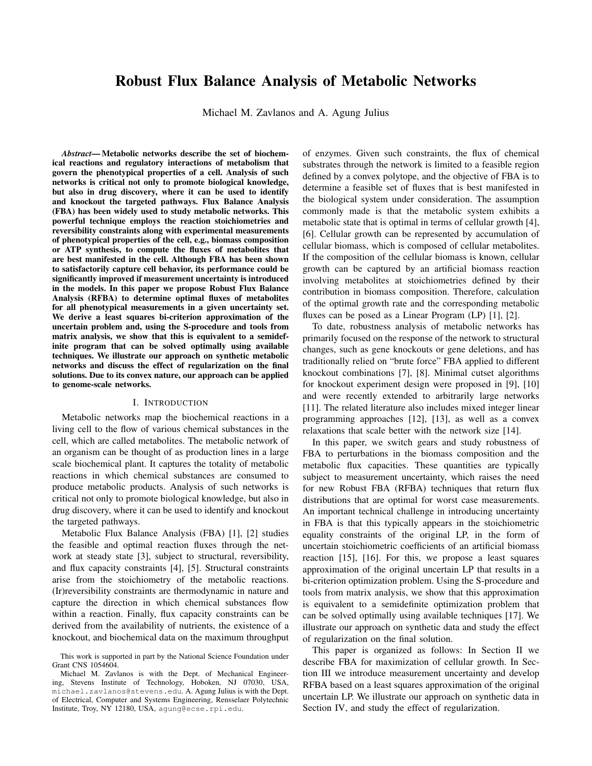# Robust Flux Balance Analysis of Metabolic Networks

Michael M. Zavlanos and A. Agung Julius

***Abstract*— Metabolic networks describe the set of biochemical reactions and regulatory interactions of metabolism that govern the phenotypical properties of a cell. Analysis of such networks is critical not only to promote biological knowledge, but also in drug discovery, where it can be used to identify and knockout the targeted pathways. Flux Balance Analysis (FBA) has been widely used to study metabolic networks. This powerful technique employs the reaction stoichiometries and reversibility constraints along with experimental measurements of phenotypical properties of the cell, e.g., biomass composition or ATP synthesis, to compute the fluxes of metabolites that are best manifested in the cell. Although FBA has been shown to satisfactorily capture cell behavior, its performance could be significantly improved if measurement uncertainty is introduced in the models. In this paper we propose Robust Flux Balance Analysis (RFBA) to determine optimal fluxes of metabolites for all phenotypical measurements in a given uncertainty set. We derive a least squares bi-criterion approximation of the uncertain problem and, using the S-procedure and tools from matrix analysis, we show that this is equivalent to a semidefinite program that can be solved optimally using available techniques. We illustrate our approach on synthetic metabolic networks and discuss the effect of regularization on the final solutions. Due to its convex nature, our approach can be applied to genome-scale networks.**

## I. Introduction

Metabolic networks map the biochemical reactions in a living cell to the flow of various chemical substances in the cell, which are called metabolites. The metabolic network of an organism can be thought of as production lines in a large scale biochemical plant. It captures the totality of metabolic reactions in which chemical substances are consumed to produce metabolic products. Analysis of such networks is critical not only to promote biological knowledge, but also in drug discovery, where it can be used to identify and knockout the targeted pathways.

Metabolic Flux Balance Analysis (FBA) [1], [2] studies the feasible and optimal reaction fluxes through the network at steady state [3], subject to structural, reversibility, and flux capacity constraints [4], [5]. Structural constraints arise from the stoichiometry of the metabolic reactions. (Ir)reversibility constraints are thermodynamic in nature and capture the direction in which chemical substances flow within a reaction. Finally, flux capacity constraints can be derived from the availability of nutrients, the existence of a knockout, and biochemical data on the maximum throughput of enzymes. Given such constraints, the flux of chemical substrates through the network is limited to a feasible region defined by a convex polytope, and the objective of FBA is to determine a feasible set of fluxes that is best manifested in the biological system under consideration. The assumption commonly made is that the metabolic system exhibits a metabolic state that is optimal in terms of cellular growth [4], [6]. Cellular growth can be represented by accumulation of cellular biomass, which is composed of cellular metabolites. If the composition of the cellular biomass is known, cellular growth can be captured by an artificial biomass reaction involving metabolites at stoichiometries defined by their contribution in biomass composition. Therefore, calculation of the optimal growth rate and the corresponding metabolic fluxes can be posed as a Linear Program (LP) [1], [2].

To date, robustness analysis of metabolic networks has primarily focused on the response of the network to structural changes, such as gene knockouts or gene deletions, and has traditionally relied on "brute force" FBA applied to different knockout combinations [7], [8]. Minimal cutset algorithms for knockout experiment design were proposed in [9], [10] and were recently extended to arbitrarily large networks [11]. The related literature also includes mixed integer linear programming approaches [12], [13], as well as a convex relaxations that scale better with the network size [14].

In this paper, we switch gears and study robustness of FBA to perturbations in the biomass composition and the metabolic flux capacities. These quantities are typically subject to measurement uncertainty, which raises the need for new Robust FBA (RFBA) techniques that return flux distributions that are optimal for worst case measurements. An important technical challenge in introducing uncertainty in FBA is that this typically appears in the stoichiometric equality constraints of the original LP, in the form of uncertain stoichiometric coefficients of an artificial biomass reaction [15], [16]. For this, we propose a least squares approximation of the original uncertain LP that results in a bi-criterion optimization problem. Using the S-procedure and tools from matrix analysis, we show that this approximation is equivalent to a semidefinite optimization problem that can be solved optimally using available techniques [17]. We illustrate our approach on synthetic data and study the effect of regularization on the final solution.

This paper is organized as follows: In Section II we describe FBA for maximization of cellular growth. In Section III we introduce measurement uncertainty and develop RFBA based on a least squares approximation of the original uncertain LP. We illustrate our approach on synthetic data in Section IV, and study the effect of regularization.

This work is supported in part by the National Science Foundation under Grant CNS 1054604.

Michael M. Zavlanos is with the Dept. of Mechanical Engineering, Stevens Institute of Technology, Hoboken, NJ 07030, USA, michael.zavlanos@stevens.edu. A. Agung Julius is with the Dept. of Electrical, Computer and Systems Engineering, Rensselaer Polytechnic Institute, Troy, NY 12180, USA, agung@ecse.rpi.edu.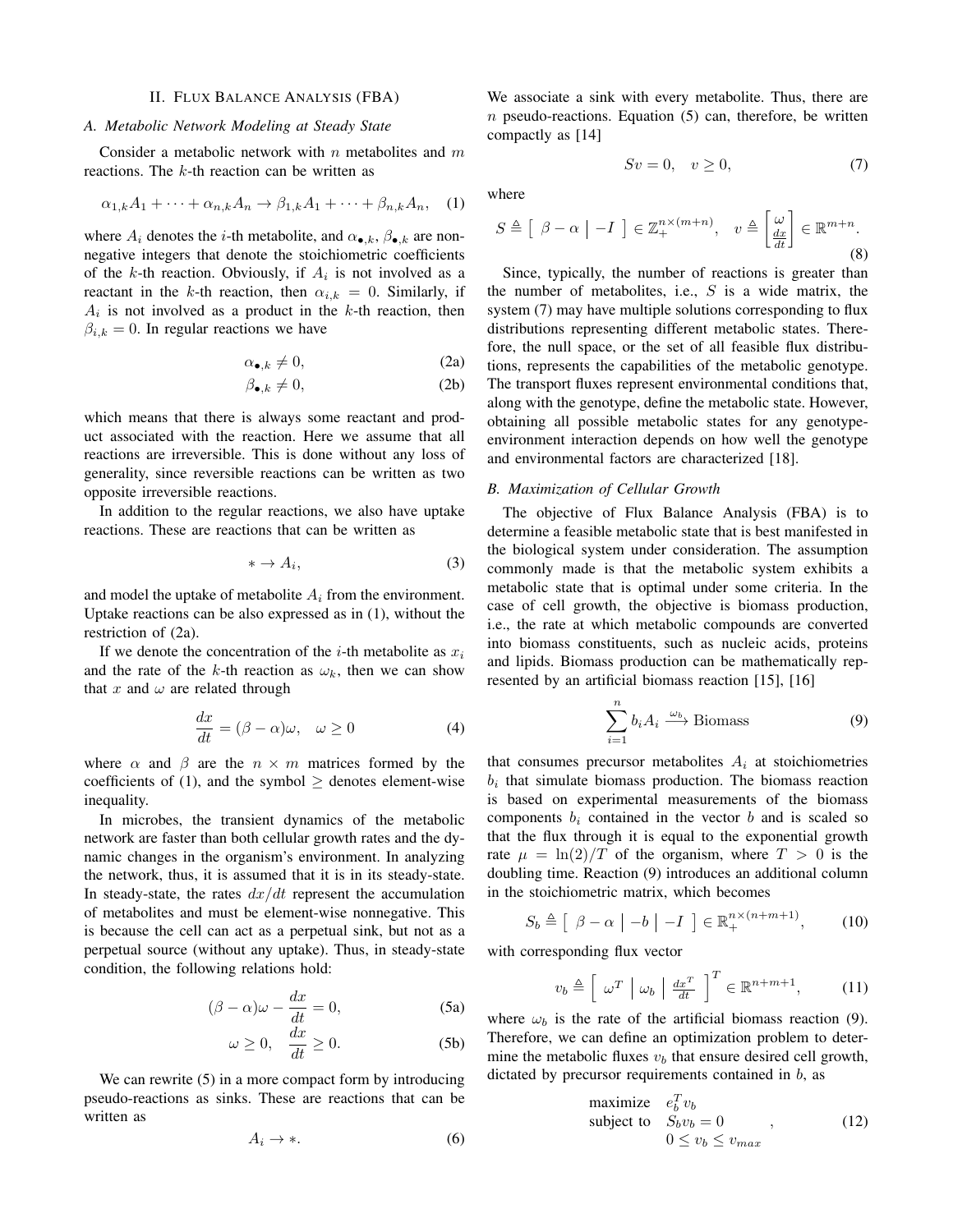## II. Flux Balance Analysis (FBA)

### A. Metabolic Network Modeling at Steady State

Consider a metabolic network with $n$ metabolites and $m$ reactions. The $k$-th reaction can be written as

$$\alpha_{1,k}A_1 + \cdots + \alpha_{n,k}A_n \rightarrow \beta_{1,k}A_1 + \cdots + \beta_{n,k}A_n, \quad (1)$$

where $A_i$ denotes the $i$-th metabolite, and $\alpha_{\bullet,k}$, $\beta_{\bullet,k}$ are nonnegative integers that denote the stoichiometric coefficients of the $k$-th reaction. Obviously, if $A_i$ is not involved as a reactant in the $k$-th reaction, then $\alpha_{i,k} = 0$. Similarly, if $A_i$ is not involved as a product in the $k$-th reaction, then $\beta_{i,k} = 0$. In regular reactions we have

$$\alpha_{\bullet,k} \neq 0, \quad (2a)$$

$$\beta_{\bullet,k} \neq 0, \quad (2b)$$

which means that there is always some reactant and product associated with the reaction. Here we assume that all reactions are irreversible. This is done without any loss of generality, since reversible reactions can be written as two opposite irreversible reactions.

In addition to the regular reactions, we also have uptake reactions. These are reactions that can be written as

$$* \rightarrow A_i, \quad (3)$$

and model the uptake of metabolite $A_i$ from the environment. Uptake reactions can be also expressed as in (1), without the restriction of (2a).

If we denote the concentration of the $i$-th metabolite as $x_i$ and the rate of the $k$-th reaction as $\omega_k$, then we can show that $x$ and $\omega$ are related through

$$\frac{dx}{dt} = (\beta - \alpha)\omega, \quad \omega \geq 0 \quad (4)$$

where $\alpha$ and $\beta$ are the $n \times m$ matrices formed by the coefficients of (1), and the symbol $\geq$ denotes element-wise inequality.

In microbes, the transient dynamics of the metabolic network are faster than both cellular growth rates and the dynamic changes in the organism's environment. In analyzing the network, thus, it is assumed that it is in its steady-state. In steady-state, the rates $dx/dt$ represent the accumulation of metabolites and must be element-wise nonnegative. This is because the cell can act as a perpetual sink, but not as a perpetual source (without any uptake). Thus, in steady-state condition, the following relations hold:

$$(\beta - \alpha)\omega - \frac{dx}{dt} = 0, \quad (5a)$$

$$\omega \geq 0, \quad \frac{dx}{dt} \geq 0. \quad (5b)$$

We can rewrite (5) in a more compact form by introducing pseudo-reactions as sinks. These are reactions that can be written as

$$A_i \rightarrow *. \quad (6)$$

We associate a sink with every metabolite. Thus, there are $n$ pseudo-reactions. Equation (5) can, therefore, be written compactly as [14]

$$Sv = 0, \quad v \geq 0, \quad (7)$$

where

$$S \triangleq \left[\ \beta - \alpha \ \middle|\ -I\ \right] \in \mathbb{Z}_+^{n \times (m+n)}, \quad v \triangleq \begin{bmatrix} \omega \\ \frac{dx}{dt} \end{bmatrix} \in \mathbb{R}^{m+n}. \quad (8)$$

Since, typically, the number of reactions is greater than the number of metabolites, i.e., $S$ is a wide matrix, the system (7) may have multiple solutions corresponding to flux distributions representing different metabolic states. Therefore, the null space, or the set of all feasible flux distributions, represents the capabilities of the metabolic genotype. The transport fluxes represent environmental conditions that, along with the genotype, define the metabolic state. However, obtaining all possible metabolic states for any genotype-environment interaction depends on how well the genotype and environmental factors are characterized [18].

### B. Maximization of Cellular Growth

The objective of Flux Balance Analysis (FBA) is to determine a feasible metabolic state that is best manifested in the biological system under consideration. The assumption commonly made is that the metabolic system exhibits a metabolic state that is optimal under some criteria. In the case of cell growth, the objective is biomass production, i.e., the rate at which metabolic compounds are converted into biomass constituents, such as nucleic acids, proteins and lipids. Biomass production can be mathematically represented by an artificial biomass reaction [15], [16]

$$\sum_{i=1}^{n} b_i A_i \xrightarrow{\omega_b} \text{Biomass} \quad (9)$$

that consumes precursor metabolites $A_i$ at stoichiometries $b_i$ that simulate biomass production. The biomass reaction is based on experimental measurements of the biomass components $b_i$ contained in the vector $b$ and is scaled so that the flux through it is equal to the exponential growth rate $\mu = \ln(2)/T$ of the organism, where $T > 0$ is the doubling time. Reaction (9) introduces an additional column in the stoichiometric matrix, which becomes

$$S_b \triangleq \left[\ \beta - \alpha \ \middle|\ -b \ \middle|\ -I\ \right] \in \mathbb{R}_+^{n \times (n+m+1)}, \quad (10)$$

with corresponding flux vector

$$v_b \triangleq \left[\ \omega^T \ \middle|\ \omega_b \ \middle|\ \frac{dx}{dt}^T\ \right]^T \in \mathbb{R}^{n+m+1}, \quad (11)$$

where $\omega_b$ is the rate of the artificial biomass reaction (9). Therefore, we can define an optimization problem to determine the metabolic fluxes $v_b$ that ensure desired cell growth, dictated by precursor requirements contained in $b$, as

$$\begin{array}{ll} \text{maximize} & e_b^T v_b \\ \text{subject to} & S_b v_b = 0 \\ & 0 \leq v_b \leq v_{max} \end{array}, \quad (12)$$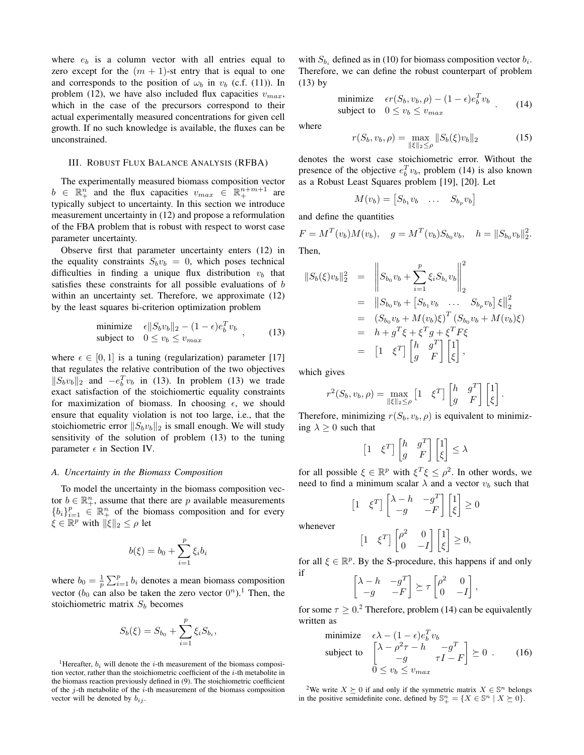where $e_b$ is a column vector with all entries equal to zero except for the $(m+1)$-st entry that is equal to one and corresponds to the position of $\omega_b$ in $v_b$ (c.f. (11)). In problem (12), we have also included flux capacities $v_{max}$, which in the case of the precursors correspond to their actual experimentally measured concentrations for given cell growth. If no such knowledge is available, the fluxes can be unconstrained.

## III. Robust Flux Balance Analysis (RFBA)

The experimentally measured biomass composition vector $b \in \mathbb{R}^n_+$ and the flux capacities $v_{max} \in \mathbb{R}^{n+m+1}_+$ are typically subject to uncertainty. In this section we introduce measurement uncertainty in (12) and propose a reformulation of the FBA problem that is robust with respect to worst case parameter uncertainty.

Observe first that parameter uncertainty enters (12) in the equality constraints $S_b v_b = 0$, which poses technical difficulties in finding a unique flux distribution $v_b$ that satisfies these constraints for all possible evaluations of $b$ within an uncertainty set. Therefore, we approximate (12) by the least squares bi-criterion optimization problem

$$\begin{array}{ll} \text{minimize} & \epsilon \|S_b v_b\|_2 - (1-\epsilon) e_b^T v_b \\ \text{subject to} & 0 \leq v_b \leq v_{max} \end{array}, \tag{13}$$

where $\epsilon \in [0,1]$ is a tuning (regularization) parameter [17] that regulates the relative contribution of the two objectives $\|S_b v_b\|_2$ and $-e_b^T v_b$ in (13). In problem (13) we trade exact satisfaction of the stoichiomertic equality constraints for maximization of biomass. In choosing $\epsilon$, we should ensure that equality violation is not too large, i.e., that the stoichiometric error $\|S_b v_b\|_2$ is small enough. We will study sensitivity of the solution of problem (13) to the tuning parameter $\epsilon$ in Section IV.

### A. Uncertainty in the Biomass Composition

To model the uncertainty in the biomass composition vector $b \in \mathbb{R}^n_+$, assume that there are $p$ available measurements $\{b_i\}_{i=1}^p \in \mathbb{R}^n_+$ of the biomass composition and for every $\xi \in \mathbb{R}^p$ with $\|\xi\|_2 \leq \rho$ let

$$b(\xi) = b_0 + \sum_{i=1}^p \xi_i b_i$$

where $b_0 = \frac{1}{p}\sum_{i=1}^p b_i$ denotes a mean biomass composition vector ($b_0$ can also be taken the zero vector $0^n$).[1] Then, the stoichiometric matrix $S_b$ becomes

$$S_b(\xi) = S_{b_0} + \sum_{i=1}^p \xi_i S_{b_i},$$

with $S_{b_i}$ defined as in (10) for biomass composition vector $b_i$. Therefore, we can define the robust counterpart of problem (13) by

$$\begin{array}{ll} \text{minimize} & \epsilon r(S_b, v_b, \rho) - (1-\epsilon) e_b^T v_b \\ \text{subject to} & 0 \leq v_b \leq v_{max} \end{array}. \tag{14}$$

where

$$r(S_b, v_b, \rho) = \max_{\|\xi\|_2 \leq \rho} \|S_b(\xi) v_b\|_2 \tag{15}$$

denotes the worst case stoichiometric error. Without the presence of the objective $e_b^T v_b$, problem (14) is also known as a Robust Least Squares problem [19], [20]. Let

$$M(v_b) = \begin{bmatrix} S_{b_1} v_b & \ldots & S_{b_p} v_b \end{bmatrix}$$

and define the quantities

$$F = M^T(v_b) M(v_b), \quad g = M^T(v_b) S_{b_0} v_b, \quad h = \|S_{b_0} v_b\|_2^2.$$

Then,

$$\begin{aligned} \|S_b(\xi) v_b\|_2^2 &= \left\| S_{b_0} v_b + \sum_{i=1}^p \xi_i S_{b_i} v_b \right\|_2^2 \\ &= \left\| S_{b_0} v_b + \begin{bmatrix} S_{b_1} v_b & \ldots & S_{b_p} v_b \end{bmatrix} \xi \right\|_2^2 \\ &= \left( S_{b_0} v_b + M(v_b)\xi \right)^T \left( S_{b_0} v_b + M(v_b)\xi \right) \\ &= h + g^T \xi + \xi^T g + \xi^T F \xi \\ &= \begin{bmatrix} 1 & \xi^T \end{bmatrix} \begin{bmatrix} h & g^T \\ g & F \end{bmatrix} \begin{bmatrix} 1 \\ \xi \end{bmatrix}, \end{aligned}$$

which gives

$$r^2(S_b, v_b, \rho) = \max_{\|\xi\|_2 \leq \rho} \begin{bmatrix} 1 & \xi^T \end{bmatrix} \begin{bmatrix} h & g^T \\ g & F \end{bmatrix} \begin{bmatrix} 1 \\ \xi \end{bmatrix}.$$

Therefore, minimizing $r(S_b, v_b, \rho)$ is equivalent to minimizing $\lambda \geq 0$ such that

$$\begin{bmatrix} 1 & \xi^T \end{bmatrix} \begin{bmatrix} h & g^T \\ g & F \end{bmatrix} \begin{bmatrix} 1 \\ \xi \end{bmatrix} \leq \lambda$$

for all possible $\xi \in \mathbb{R}^p$ with $\xi^T \xi \leq \rho^2$. In other words, we need to find a minimum scalar $\lambda$ and a vector $v_b$ such that

$$\begin{bmatrix} 1 & \xi^T \end{bmatrix} \begin{bmatrix} \lambda - h & -g^T \\ -g & -F \end{bmatrix} \begin{bmatrix} 1 \\ \xi \end{bmatrix} \geq 0$$

whenever

$$\begin{bmatrix} 1 & \xi^T \end{bmatrix} \begin{bmatrix} \rho^2 & 0 \\ 0 & -I \end{bmatrix} \begin{bmatrix} 1 \\ \xi \end{bmatrix} \geq 0,$$

for all $\xi \in \mathbb{R}^p$. By the S-procedure, this happens if and only if

$$\begin{bmatrix} \lambda - h & -g^T \\ -g & -F \end{bmatrix} \succeq \tau \begin{bmatrix} \rho^2 & 0 \\ 0 & -I \end{bmatrix},$$

for some $\tau \geq 0$.[2] Therefore, problem (14) can be equivalently written as

$$\begin{array}{ll} \text{minimize} & \epsilon \lambda - (1-\epsilon) e_b^T v_b \\ \text{subject to} & \begin{bmatrix} \lambda - \rho^2 \tau - h & -g^T \\ -g & \tau I - F \end{bmatrix} \succeq 0 \\ & 0 \leq v_b \leq v_{max} \end{array}. \tag{16}$$

[1] Hereafter, $b_i$ will denote the $i$-th measurement of the biomass composition vector, rather than the stoichiometric coefficient of the $i$-th metabolite in the biomass reaction previously defined in (9). The stoichiometric coefficient of the $j$-th metabolite of the $i$-th measurement of the biomass composition vector will be denoted by $b_{ij}$.

[2] We write $X \succeq 0$ if and only if the symmetric matrix $X \in \mathbb{S}^n$ belongs in the positive semidefinite cone, defined by $\mathbb{S}^n_+ = \{X \in \mathbb{S}^n \mid X \succeq 0\}$.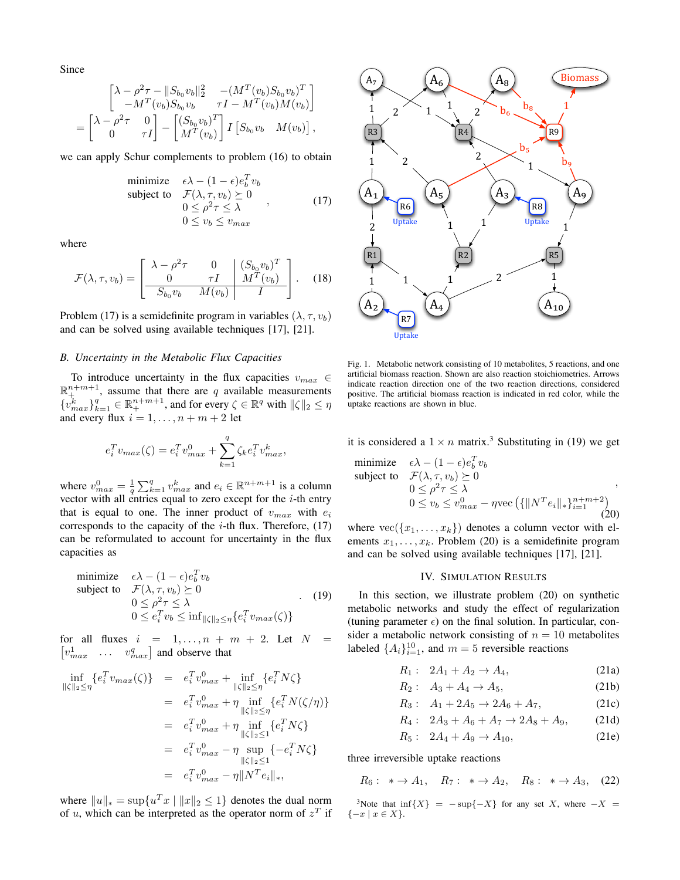Since

$$\begin{bmatrix} \lambda - \rho^2\tau - \|S_{b_0}v_b\|_2^2 & -(M^T(v_b)S_{b_0}v_b)^T \\ -M^T(v_b)S_{b_0}v_b & \tau I - M^T(v_b)M(v_b) \end{bmatrix}$$
$$= \begin{bmatrix} \lambda - \rho^2\tau & 0 \\ 0 & \tau I \end{bmatrix} - \begin{bmatrix} (S_{b_0}v_b)^T \\ M^T(v_b) \end{bmatrix} I \begin{bmatrix} S_{b_0}v_b & M(v_b) \end{bmatrix},$$

we can apply Schur complements to problem (16) to obtain

$$\begin{array}{ll} \text{minimize} & \epsilon\lambda - (1-\epsilon)e_b^T v_b \\ \text{subject to} & \mathcal{F}(\lambda, \tau, v_b) \succeq 0 \\ & 0 \le \rho^2\tau \le \lambda \\ & 0 \le v_b \le v_{max} \end{array}, \tag{17}$$

where

$$\mathcal{F}(\lambda, \tau, v_b) = \left[\begin{array}{cc|c} \lambda - \rho^2\tau & 0 & (S_{b_0}v_b)^T \\ 0 & \tau I & M^T(v_b) \\ \hline S_{b_0}v_b & M(v_b) & I \end{array}\right]. \tag{18}$$

Problem (17) is a semidefinite program in variables $(\lambda, \tau, v_b)$ and can be solved using available techniques [17], [21].

### B. Uncertainty in the Metabolic Flux Capacities

To introduce uncertainty in the flux capacities $v_{max} \in \mathbb{R}_+^{n+m+1}$, assume that there are $q$ available measurements $\{v_{max}^k\}_{k=1}^q \in \mathbb{R}_+^{n+m+1}$, and for every $\zeta \in \mathbb{R}^q$ with $\|\zeta\|_2 \le \eta$ and every flux $i = 1, \dots, n+m+2$ let

$$e_i^T v_{max}(\zeta) = e_i^T v_{max}^0 + \sum_{k=1}^q \zeta_k e_i^T v_{max}^k,$$

where $v_{max}^0 = \frac{1}{q}\sum_{k=1}^q v_{max}^k$ and $e_i \in \mathbb{R}^{n+m+1}$ is a column vector with all entries equal to zero except for the $i$-th entry that is equal to one. The inner product of $v_{max}$ with $e_i$ corresponds to the capacity of the $i$-th flux. Therefore, (17) can be reformulated to account for uncertainty in the flux capacities as

$$\begin{array}{ll} \text{minimize} & \epsilon\lambda - (1-\epsilon)e_b^T v_b \\ \text{subject to} & \mathcal{F}(\lambda, \tau, v_b) \succeq 0 \\ & 0 \le \rho^2\tau \le \lambda \\ & 0 \le e_i^T v_b \le \inf_{\|\zeta\|_2 \le \eta}\{e_i^T v_{max}(\zeta)\} \end{array}. \tag{19}$$

for all fluxes $i = 1, \dots, n+m+2$. Let $N = \begin{bmatrix} v_{max}^1 & \cdots & v_{max}^q \end{bmatrix}$ and observe that

$$\begin{aligned} \inf_{\|\zeta\|_2 \le \eta}\{e_i^T v_{max}(\zeta)\} &= e_i^T v_{max}^0 + \inf_{\|\zeta\|_2 \le \eta}\{e_i^T N\zeta\} \\ &= e_i^T v_{max}^0 + \eta \inf_{\|\zeta\|_2 \le \eta}\{e_i^T N(\zeta/\eta)\} \\ &= e_i^T v_{max}^0 + \eta \inf_{\|\zeta\|_2 \le 1}\{e_i^T N\zeta\} \\ &= e_i^T v_{max}^0 - \eta \sup_{\|\zeta\|_2 \le 1}\{-e_i^T N\zeta\} \\ &= e_i^T v_{max}^0 - \eta\|N^T e_i\|_*, \end{aligned}$$

where $\|u\|_* = \sup\{u^T x \mid \|x\|_2 \le 1\}$ denotes the dual norm of $u$, which can be interpreted as the operator norm of $z^T$ if it is considered a $1 \times n$ matrix.[3] Substituting in (19) we get

$$\begin{array}{ll} \text{minimize} & \epsilon\lambda - (1-\epsilon)e_b^T v_b \\ \text{subject to} & \mathcal{F}(\lambda, \tau, v_b) \succeq 0 \\ & 0 \le \rho^2\tau \le \lambda \\ & 0 \le v_b \le v_{max}^0 - \eta\,\text{vec}\left(\{\|N^T e_i\|_*\}_{i=1}^{n+m+2}\right) \end{array}, \tag{20}$$

where $\text{vec}(\{x_1, \dots, x_k\})$ denotes a column vector with elements $x_1, \dots, x_k$. Problem (20) is a semidefinite program and can be solved using available techniques [17], [21].

Fig. 1. Metabolic network consisting of 10 metabolites, 5 reactions, and one artificial biomass reaction. Shown are also reaction stoichiometries. Arrows indicate reaction direction one of the two reaction directions, considered positive. The artificial biomass reaction is indicated in red color, while the uptake reactions are shown in blue.

## IV. Simulation Results

In this section, we illustrate problem (20) on synthetic metabolic networks and study the effect of regularization (tuning parameter $\epsilon$) on the final solution. In particular, consider a metabolic network consisting of $n = 10$ metabolites labeled $\{A_i\}_{i=1}^{10}$, and $m = 5$ reversible reactions

$$R_1: \quad 2A_1 + A_2 \to A_4, \tag{21a}$$
$$R_2: \quad A_3 + A_4 \to A_5, \tag{21b}$$
$$R_3: \quad A_1 + 2A_5 \to 2A_6 + A_7, \tag{21c}$$
$$R_4: \quad 2A_3 + A_6 + A_7 \to 2A_8 + A_9, \tag{21d}$$
$$R_5: \quad 2A_4 + A_9 \to A_{10}, \tag{21e}$$

three irreversible uptake reactions

$$R_6: \ * \to A_1, \quad R_7: \ * \to A_2, \quad R_8: \ * \to A_3, \tag{22}$$

[3]Note that $\inf\{X\} = -\sup\{-X\}$ for any set $X$, where $-X = \{-x \mid x \in X\}$.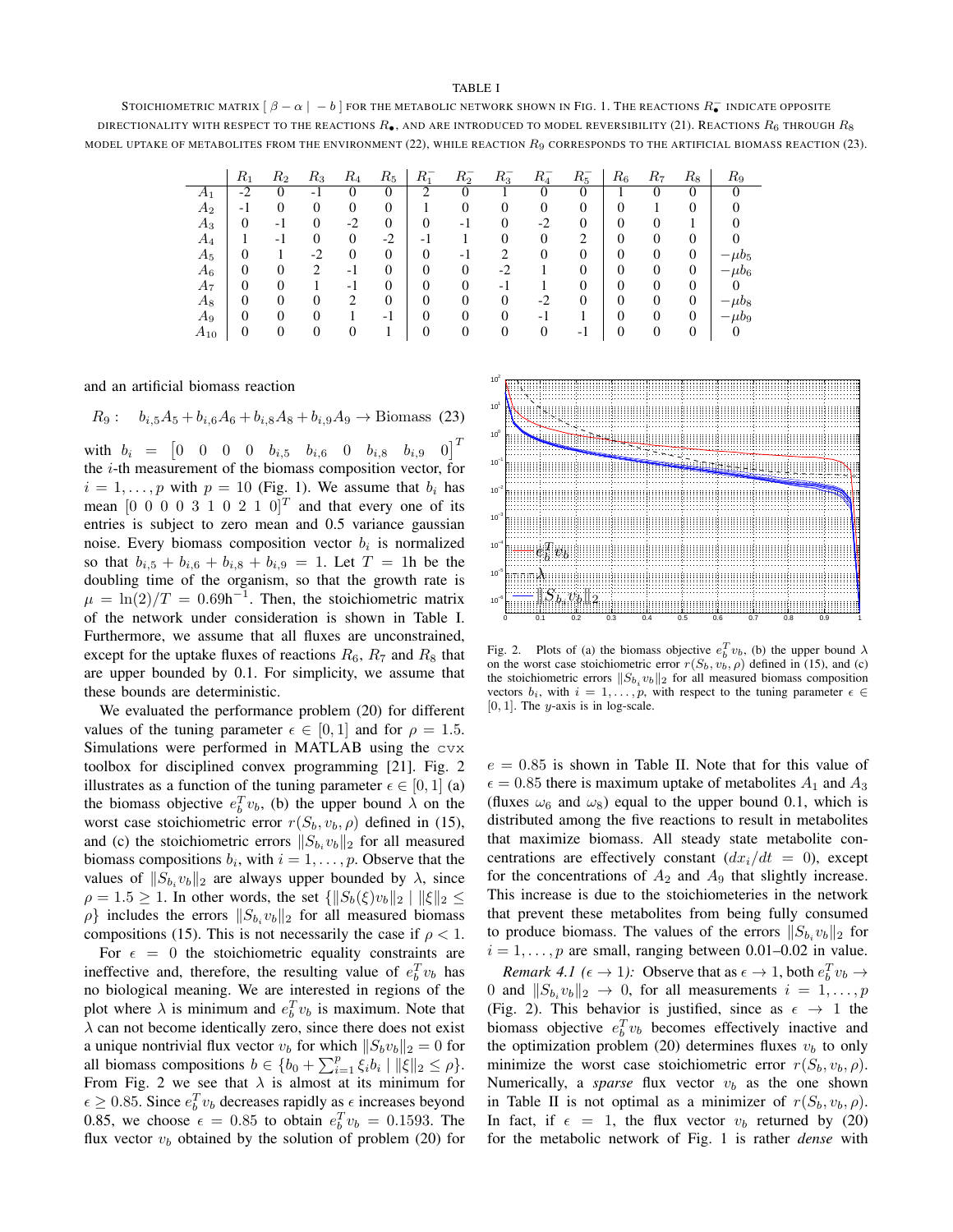TABLE I

STOICHIOMETRIC MATRIX $[\,\beta-\alpha \mid -b\,]$ FOR THE METABOLIC NETWORK SHOWN IN FIG. 1. THE REACTIONS $R_\bullet^-$ INDICATE OPPOSITE DIRECTIONALITY WITH RESPECT TO THE REACTIONS $R_\bullet$, AND ARE INTRODUCED TO MODEL REVERSIBILITY (21). REACTIONS $R_6$ THROUGH $R_8$ MODEL UPTAKE OF METABOLITES FROM THE ENVIRONMENT (22), WHILE REACTION $R_9$ CORRESPONDS TO THE ARTIFICIAL BIOMASS REACTION (23).

| | $R_1$ | $R_2$ | $R_3$ | $R_4$ | $R_5$ | $R_1^-$ | $R_2^-$ | $R_3^-$ | $R_4^-$ | $R_5^-$ | $R_6$ | $R_7$ | $R_8$ | $R_9$ |
|---|---|---|---|---|---|---|---|---|---|---|---|---|---|---|
| $A_1$ | -2 | 0 | -1 | 0 | 0 | 2 | 0 | 1 | 0 | 0 | 1 | 0 | 0 | 0 |
| $A_2$ | -1 | 0 | 0 | 0 | 0 | 1 | 0 | 0 | 0 | 0 | 0 | 1 | 0 | 0 |
| $A_3$ | 0 | -1 | 0 | -2 | 0 | 0 | -1 | 0 | -2 | 0 | 0 | 0 | 1 | 0 |
| $A_4$ | 1 | -1 | 0 | 0 | -2 | -1 | 1 | 0 | 0 | 2 | 0 | 0 | 0 | 0 |
| $A_5$ | 0 | 1 | -2 | 0 | 0 | 0 | -1 | 2 | 0 | 0 | 0 | 0 | 0 | $-\mu b_5$ |
| $A_6$ | 0 | 0 | 2 | -1 | 0 | 0 | 0 | -2 | 1 | 0 | 0 | 0 | 0 | $-\mu b_6$ |
| $A_7$ | 0 | 0 | 1 | -1 | 0 | 0 | 0 | -1 | 1 | 0 | 0 | 0 | 0 | 0 |
| $A_8$ | 0 | 0 | 0 | 2 | 0 | 0 | 0 | 0 | -2 | 0 | 0 | 0 | 0 | $-\mu b_8$ |
| $A_9$ | 0 | 0 | 0 | 1 | -1 | 0 | 0 | 0 | -1 | 1 | 0 | 0 | 0 | $-\mu b_9$ |
| $A_{10}$ | 0 | 0 | 0 | 0 | 1 | 0 | 0 | 0 | 0 | -1 | 0 | 0 | 0 | 0 |

and an artificial biomass reaction

$$R_9: \quad b_{i,5}A_5 + b_{i,6}A_6 + b_{i,8}A_8 + b_{i,9}A_9 \rightarrow \text{Biomass} \quad (23)$$

with $b_i = \begin{bmatrix} 0 & 0 & 0 & 0 & b_{i,5} & b_{i,6} & 0 & b_{i,8} & b_{i,9} & 0 \end{bmatrix}^T$ the $i$-th measurement of the biomass composition vector, for $i = 1, \ldots, p$ with $p = 10$ (Fig. 1). We assume that $b_i$ has mean $[0\ 0\ 0\ 0\ 3\ 1\ 0\ 2\ 1\ 0]^T$ and that every one of its entries is subject to zero mean and 0.5 variance gaussian noise. Every biomass composition vector $b_i$ is normalized so that $b_{i,5} + b_{i,6} + b_{i,8} + b_{i,9} = 1$. Let $T = 1$h be the doubling time of the organism, so that the growth rate is $\mu = \ln(2)/T = 0.69\text{h}^{-1}$. Then, the stoichiometric matrix of the network under consideration is shown in Table I. Furthermore, we assume that all fluxes are unconstrained, except for the uptake fluxes of reactions $R_6$, $R_7$ and $R_8$ that are upper bounded by 0.1. For simplicity, we assume that these bounds are deterministic.

We evaluated the performance problem (20) for different values of the tuning parameter $\epsilon \in [0, 1]$ and for $\rho = 1.5$. Simulations were performed in MATLAB using the cvx toolbox for disciplined convex programming [21]. Fig. 2 illustrates as a function of the tuning parameter $\epsilon \in [0, 1]$ (a) the biomass objective $e_b^T v_b$, (b) the upper bound $\lambda$ on the worst case stoichiometric error $r(S_b, v_b, \rho)$ defined in (15), and (c) the stoichiometric errors $\|S_{b_i} v_b\|_2$ for all measured biomass compositions $b_i$, with $i = 1, \ldots, p$. Observe that the values of $\|S_{b_i} v_b\|_2$ are always upper bounded by $\lambda$, since $\rho = 1.5 \geq 1$. In other words, the set $\{\|S_b(\xi)v_b\|_2 \mid \|\xi\|_2 \leq \rho\}$ includes the errors $\|S_{b_i} v_b\|_2$ for all measured biomass compositions (15). This is not necessarily the case if $\rho < 1$.

For $\epsilon = 0$ the stoichiometric equality constraints are ineffective and, therefore, the resulting value of $e_b^T v_b$ has no biological meaning. We are interested in regions of the plot where $\lambda$ is minimum and $e_b^T v_b$ is maximum. Note that $\lambda$ can not become identically zero, since there does not exist a unique nontrivial flux vector $v_b$ for which $\|S_b v_b\|_2 = 0$ for all biomass compositions $b \in \{b_0 + \sum_{i=1}^{p} \xi_i b_i \mid \|\xi\|_2 \leq \rho\}$. From Fig. 2 we see that $\lambda$ is almost at its minimum for $\epsilon \geq 0.85$. Since $e_b^T v_b$ decreases rapidly as $\epsilon$ increases beyond 0.85, we choose $\epsilon = 0.85$ to obtain $e_b^T v_b = 0.1593$. The flux vector $v_b$ obtained by the solution of problem (20) for $e = 0.85$ is shown in Table II. Note that for this value of $\epsilon = 0.85$ there is maximum uptake of metabolites $A_1$ and $A_3$ (fluxes $\omega_6$ and $\omega_8$) equal to the upper bound 0.1, which is distributed among the five reactions to result in metabolites that maximize biomass. All steady state metabolite concentrations are effectively constant ($dx_i/dt = 0$), except for the concentrations of $A_2$ and $A_9$ that slightly increase. This increase is due to the stoichiometeries in the network that prevent these metabolites from being fully consumed to produce biomass. The values of the errors $\|S_{b_i} v_b\|_2$ for $i = 1, \ldots, p$ are small, ranging between 0.01–0.02 in value.

Fig. 2. Plots of (a) the biomass objective $e_b^T v_b$, (b) the upper bound $\lambda$ on the worst case stoichiometric error $r(S_b, v_b, \rho)$ defined in (15), and (c) the stoichiometric errors $\|S_{b_i} v_b\|_2$ for all measured biomass composition vectors $b_i$, with $i = 1, \ldots, p$, with respect to the tuning parameter $\epsilon \in [0, 1]$. The $y$-axis is in log-scale.

*Remark 4.1 ($\epsilon \rightarrow 1$):* Observe that as $\epsilon \rightarrow 1$, both $e_b^T v_b \rightarrow 0$ and $\|S_{b_i} v_b\|_2 \rightarrow 0$, for all measurements $i = 1, \ldots, p$ (Fig. 2). This behavior is justified, since as $\epsilon \rightarrow 1$ the biomass objective $e_b^T v_b$ becomes effectively inactive and the optimization problem (20) determines fluxes $v_b$ to only minimize the worst case stoichiometric error $r(S_b, v_b, \rho)$. Numerically, a *sparse* flux vector $v_b$ as the one shown in Table II is not optimal as a minimizer of $r(S_b, v_b, \rho)$. In fact, if $\epsilon = 1$, the flux vector $v_b$ returned by (20) for the metabolic network of Fig. 1 is rather *dense* with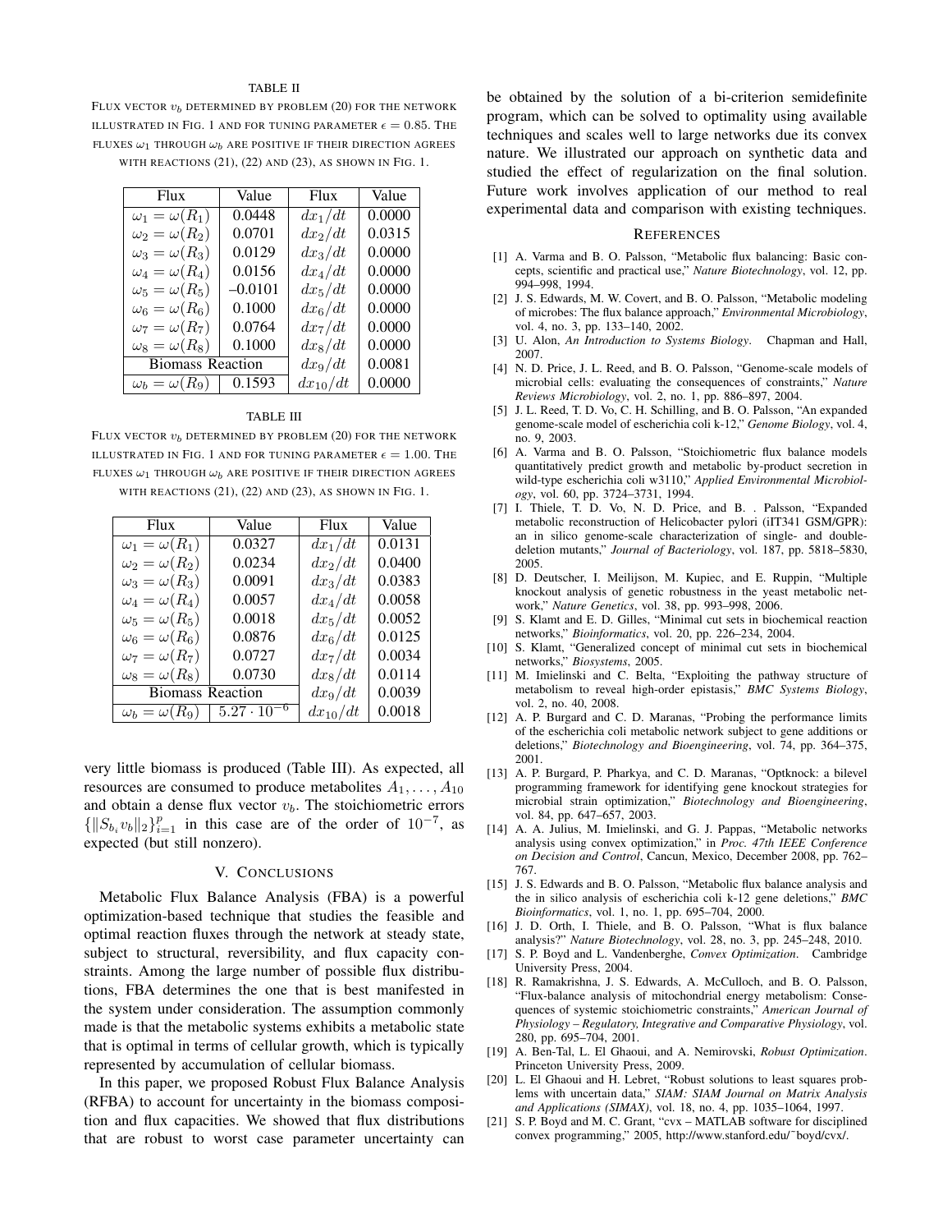TABLE II

FLUX VECTOR $v_b$ DETERMINED BY PROBLEM (20) FOR THE NETWORK ILLUSTRATED IN FIG. 1 AND FOR TUNING PARAMETER $\epsilon = 0.85$. THE FLUXES $\omega_1$ THROUGH $\omega_b$ ARE POSITIVE IF THEIR DIRECTION AGREES WITH REACTIONS (21), (22) AND (23), AS SHOWN IN FIG. 1.

| Flux | Value | Flux | Value |
|---|---|---|---|
| $\omega_1 = \omega(R_1)$ | 0.0448 | $dx_1/dt$ | 0.0000 |
| $\omega_2 = \omega(R_2)$ | 0.0701 | $dx_2/dt$ | 0.0315 |
| $\omega_3 = \omega(R_3)$ | 0.0129 | $dx_3/dt$ | 0.0000 |
| $\omega_4 = \omega(R_4)$ | 0.0156 | $dx_4/dt$ | 0.0000 |
| $\omega_5 = \omega(R_5)$ | –0.0101 | $dx_5/dt$ | 0.0000 |
| $\omega_6 = \omega(R_6)$ | 0.1000 | $dx_6/dt$ | 0.0000 |
| $\omega_7 = \omega(R_7)$ | 0.0764 | $dx_7/dt$ | 0.0000 |
| $\omega_8 = \omega(R_8)$ | 0.1000 | $dx_8/dt$ | 0.0000 |
| Biomass Reaction | | $dx_9/dt$ | 0.0081 |
| $\omega_b = \omega(R_9)$ | 0.1593 | $dx_{10}/dt$ | 0.0000 |

TABLE III

FLUX VECTOR $v_b$ DETERMINED BY PROBLEM (20) FOR THE NETWORK ILLUSTRATED IN FIG. 1 AND FOR TUNING PARAMETER $\epsilon = 1.00$. THE FLUXES $\omega_1$ THROUGH $\omega_b$ ARE POSITIVE IF THEIR DIRECTION AGREES WITH REACTIONS (21), (22) AND (23), AS SHOWN IN FIG. 1.

| Flux | Value | Flux | Value |
|---|---|---|---|
| $\omega_1 = \omega(R_1)$ | 0.0327 | $dx_1/dt$ | 0.0131 |
| $\omega_2 = \omega(R_2)$ | 0.0234 | $dx_2/dt$ | 0.0400 |
| $\omega_3 = \omega(R_3)$ | 0.0091 | $dx_3/dt$ | 0.0383 |
| $\omega_4 = \omega(R_4)$ | 0.0057 | $dx_4/dt$ | 0.0058 |
| $\omega_5 = \omega(R_5)$ | 0.0018 | $dx_5/dt$ | 0.0052 |
| $\omega_6 = \omega(R_6)$ | 0.0876 | $dx_6/dt$ | 0.0125 |
| $\omega_7 = \omega(R_7)$ | 0.0727 | $dx_7/dt$ | 0.0034 |
| $\omega_8 = \omega(R_8)$ | 0.0730 | $dx_8/dt$ | 0.0114 |
| Biomass Reaction | | $dx_9/dt$ | 0.0039 |
| $\omega_b = \omega(R_9)$ | $5.27 \cdot 10^{-6}$ | $dx_{10}/dt$ | 0.0018 |

very little biomass is produced (Table III). As expected, all resources are consumed to produce metabolites $A_1, \ldots, A_{10}$ and obtain a dense flux vector $v_b$. The stoichiometric errors $\{\|S_{b_i} v_b\|_2\}_{i=1}^p$ in this case are of the order of $10^{-7}$, as expected (but still nonzero).

## V. CONCLUSIONS

Metabolic Flux Balance Analysis (FBA) is a powerful optimization-based technique that studies the feasible and optimal reaction fluxes through the network at steady state, subject to structural, reversibility, and flux capacity constraints. Among the large number of possible flux distributions, FBA determines the one that is best manifested in the system under consideration. The assumption commonly made is that the metabolic systems exhibits a metabolic state that is optimal in terms of cellular growth, which is typically represented by accumulation of cellular biomass.

In this paper, we proposed Robust Flux Balance Analysis (RFBA) to account for uncertainty in the biomass composition and flux capacities. We showed that flux distributions that are robust to worst case parameter uncertainty can be obtained by the solution of a bi-criterion semidefinite program, which can be solved to optimality using available techniques and scales well to large networks due its convex nature. We illustrated our approach on synthetic data and studied the effect of regularization on the final solution. Future work involves application of our method to real experimental data and comparison with existing techniques.

## REFERENCES

[1] A. Varma and B. O. Palsson, "Metabolic flux balancing: Basic concepts, scientific and practical use," *Nature Biotechnology*, vol. 12, pp. 994–998, 1994.

[2] J. S. Edwards, M. W. Covert, and B. O. Palsson, "Metabolic modeling of microbes: The flux balance approach," *Environmental Microbiology*, vol. 4, no. 3, pp. 133–140, 2002.

[3] U. Alon, *An Introduction to Systems Biology*. Chapman and Hall, 2007.

[4] N. D. Price, J. L. Reed, and B. O. Palsson, "Genome-scale models of microbial cells: evaluating the consequences of constraints," *Nature Reviews Microbiology*, vol. 2, no. 1, pp. 886–897, 2004.

[5] J. L. Reed, T. D. Vo, C. H. Schilling, and B. O. Palsson, "An expanded genome-scale model of escherichia coli k-12," *Genome Biology*, vol. 4, no. 9, 2003.

[6] A. Varma and B. O. Palsson, "Stoichiometric flux balance models quantitatively predict growth and metabolic by-product secretion in wild-type escherichia coli w3110," *Applied Environmental Microbiology*, vol. 60, pp. 3724–3731, 1994.

[7] I. Thiele, T. D. Vo, N. D. Price, and B. . Palsson, "Expanded metabolic reconstruction of Helicobacter pylori (iIT341 GSM/GPR): an in silico genome-scale characterization of single- and double-deletion mutants," *Journal of Bacteriology*, vol. 187, pp. 5818–5830, 2005.

[8] D. Deutscher, I. Meililjson, M. Kupiec, and E. Ruppin, "Multiple knockout analysis of genetic robustness in the yeast metabolic network," *Nature Genetics*, vol. 38, pp. 993–998, 2006.

[9] S. Klamt and E. D. Gilles, "Minimal cut sets in biochemical reaction networks," *Bioinformatics*, vol. 20, pp. 226–234, 2004.

[10] S. Klamt, "Generalized concept of minimal cut sets in biochemical networks," *Biosystems*, 2005.

[11] M. Imielinski and C. Belta, "Exploiting the pathway structure of metabolism to reveal high-order epistasis," *BMC Systems Biology*, vol. 2, no. 40, 2008.

[12] A. P. Burgard and C. D. Maranas, "Probing the performance limits of the escherichia coli metabolic network subject to gene additions or deletions," *Biotechnology and Bioengineering*, vol. 74, pp. 364–375, 2001.

[13] A. P. Burgard, P. Pharkya, and C. D. Maranas, "Optknock: a bilevel programming framework for identifying gene knockout strategies for microbial strain optimization," *Biotechnology and Bioengineering*, vol. 84, pp. 647–657, 2003.

[14] A. A. Julius, M. Imielinski, and G. J. Pappas, "Metabolic networks analysis using convex optimization," in *Proc. 47th IEEE Conference on Decision and Control*, Cancun, Mexico, December 2008, pp. 762–767.

[15] J. S. Edwards and B. O. Palsson, "Metabolic flux balance analysis and the in silico analysis of escherichia coli k-12 gene deletions," *BMC Bioinformatics*, vol. 1, no. 1, pp. 695–704, 2000.

[16] J. D. Orth, I. Thiele, and B. O. Palsson, "What is flux balance analysis?" *Nature Biotechnology*, vol. 28, no. 3, pp. 245–248, 2010.

[17] S. P. Boyd and L. Vandenberghe, *Convex Optimization*. Cambridge University Press, 2004.

[18] R. Ramakrishna, J. S. Edwards, A. McCulloch, and B. O. Palsson, "Flux-balance analysis of mitochondrial energy metabolism: Consequences of systemic stoichiometric constraints," *American Journal of Physiology – Regulatory, Integrative and Comparative Physiology*, vol. 280, pp. 695–704, 2001.

[19] A. Ben-Tal, L. El Ghaoui, and A. Nemirovski, *Robust Optimization*. Princeton University Press, 2009.

[20] L. El Ghaoui and H. Lebret, "Robust solutions to least squares problems with uncertain data," *SIAM: SIAM Journal on Matrix Analysis and Applications (SIMAX)*, vol. 18, no. 4, pp. 1035–1064, 1997.

[21] S. P. Boyd and M. C. Grant, "cvx – MATLAB software for disciplined convex programming," 2005, http://www.stanford.edu/~boyd/cvx/.